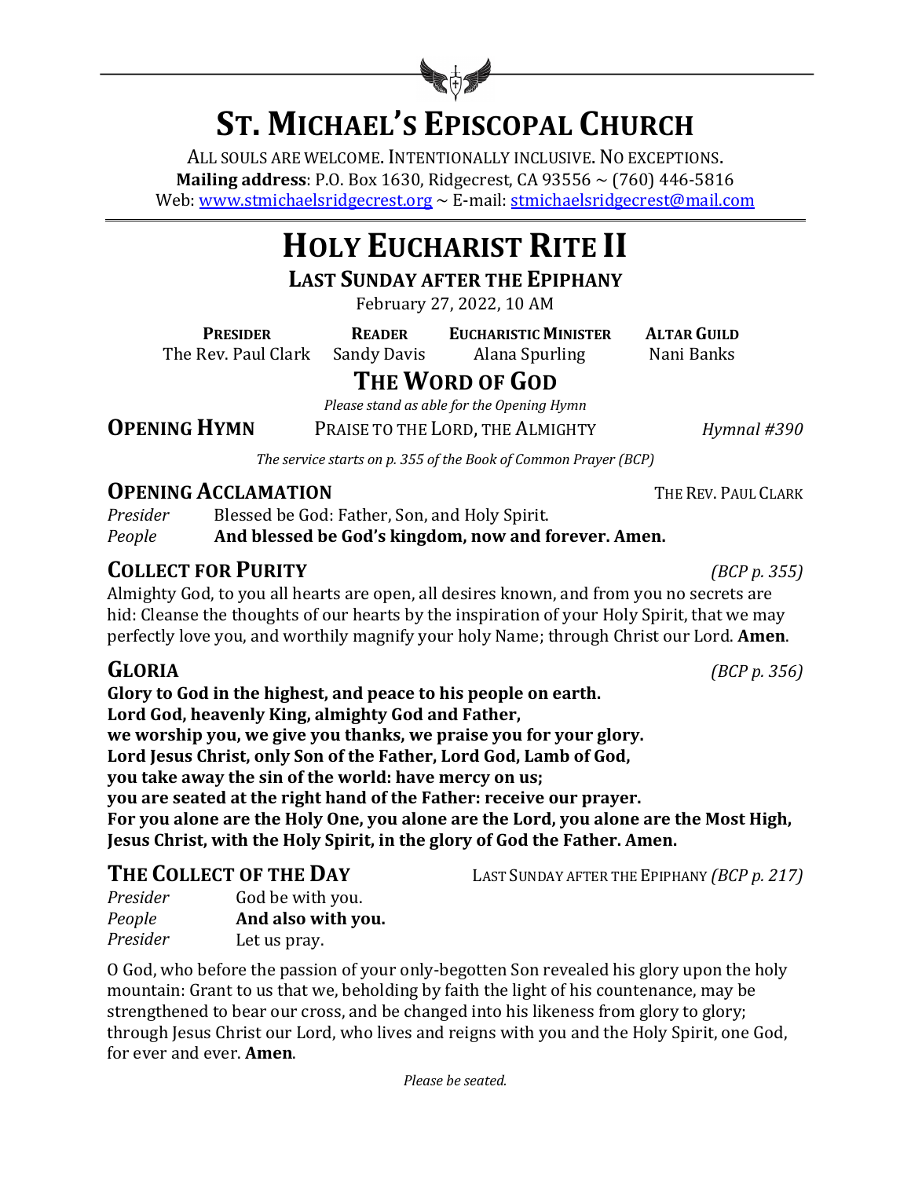# ST. MICHAEL'S EPISCOPAL CHURCH

ALL SOULS ARE WELCOME. INTENTIONALLY INCLUSIVE. NO EXCEPTIONS.
**Mailing address**: P.O. Box 1630, Ridgecrest, CA 93556 ~ (760) 446-5816
Web: www.stmichaelsridgecrest.org ~ E-mail: stmichaelsridgecrest@mail.com

# HOLY EUCHARIST RITE II

## LAST SUNDAY AFTER THE EPIPHANY

February 27, 2022, 10 AM

| PRESIDER | READER | EUCHARISTIC MINISTER | ALTAR GUILD |
|---|---|---|---|
| The Rev. Paul Clark | Sandy Davis | Alana Spurling | Nani Banks |

## THE WORD OF GOD

*Please stand as able for the Opening Hymn*

**OPENING HYMN** PRAISE TO THE LORD, THE ALMIGHTY *Hymnal #390*

*The service starts on p. 355 of the Book of Common Prayer (BCP)*

### OPENING ACCLAMATION THE REV. PAUL CLARK

*Presider* Blessed be God: Father, Son, and Holy Spirit.
*People* **And blessed be God's kingdom, now and forever. Amen.**

### COLLECT FOR PURITY *(BCP p. 355)*

Almighty God, to you all hearts are open, all desires known, and from you no secrets are hid: Cleanse the thoughts of our hearts by the inspiration of your Holy Spirit, that we may perfectly love you, and worthily magnify your holy Name; through Christ our Lord. **Amen**.

### GLORIA *(BCP p. 356)*

**Glory to God in the highest, and peace to his people on earth.**
**Lord God, heavenly King, almighty God and Father,**
**we worship you, we give you thanks, we praise you for your glory.**
**Lord Jesus Christ, only Son of the Father, Lord God, Lamb of God,**
**you take away the sin of the world: have mercy on us;**
**you are seated at the right hand of the Father: receive our prayer.**
**For you alone are the Holy One, you alone are the Lord, you alone are the Most High,**
**Jesus Christ, with the Holy Spirit, in the glory of God the Father. Amen.**

### THE COLLECT OF THE DAY LAST SUNDAY AFTER THE EPIPHANY *(BCP p. 217)*

*Presider* God be with you.
*People* **And also with you.**
*Presider* Let us pray.

O God, who before the passion of your only-begotten Son revealed his glory upon the holy mountain: Grant to us that we, beholding by faith the light of his countenance, may be strengthened to bear our cross, and be changed into his likeness from glory to glory; through Jesus Christ our Lord, who lives and reigns with you and the Holy Spirit, one God, for ever and ever. **Amen**.

*Please be seated.*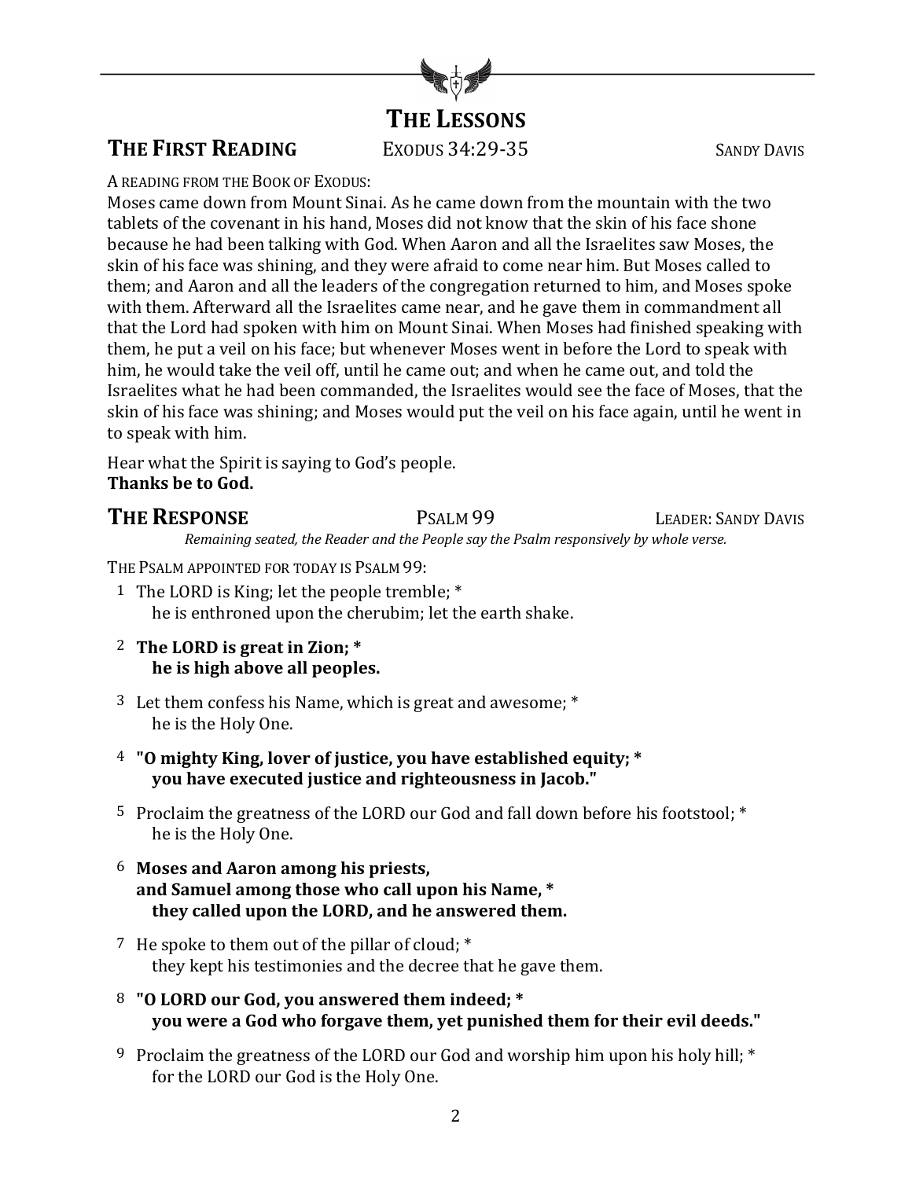# The Lessons

## The First Reading — Exodus 34:29-35 — Sandy Davis

A READING FROM THE BOOK OF EXODUS:

Moses came down from Mount Sinai. As he came down from the mountain with the two tablets of the covenant in his hand, Moses did not know that the skin of his face shone because he had been talking with God. When Aaron and all the Israelites saw Moses, the skin of his face was shining, and they were afraid to come near him. But Moses called to them; and Aaron and all the leaders of the congregation returned to him, and Moses spoke with them. Afterward all the Israelites came near, and he gave them in commandment all that the Lord had spoken with him on Mount Sinai. When Moses had finished speaking with them, he put a veil on his face; but whenever Moses went in before the Lord to speak with him, he would take the veil off, until he came out; and when he came out, and told the Israelites what he had been commanded, the Israelites would see the face of Moses, that the skin of his face was shining; and Moses would put the veil on his face again, until he went in to speak with him.

Hear what the Spirit is saying to God's people.
**Thanks be to God.**

## The Response — Psalm 99 — Leader: Sandy Davis

*Remaining seated, the Reader and the People say the Psalm responsively by whole verse.*

THE PSALM APPOINTED FOR TODAY IS PSALM 99:

1 The LORD is King; let the people tremble; *
he is enthroned upon the cherubim; let the earth shake.

2 **The LORD is great in Zion; *
he is high above all peoples.**

3 Let them confess his Name, which is great and awesome; *
he is the Holy One.

4 **"O mighty King, lover of justice, you have established equity; *
you have executed justice and righteousness in Jacob."**

5 Proclaim the greatness of the LORD our God and fall down before his footstool; *
he is the Holy One.

6 **Moses and Aaron among his priests,
and Samuel among those who call upon his Name, *
they called upon the LORD, and he answered them.**

7 He spoke to them out of the pillar of cloud; *
they kept his testimonies and the decree that he gave them.

8 **"O LORD our God, you answered them indeed; *
you were a God who forgave them, yet punished them for their evil deeds."**

9 Proclaim the greatness of the LORD our God and worship him upon his holy hill; *
for the LORD our God is the Holy One.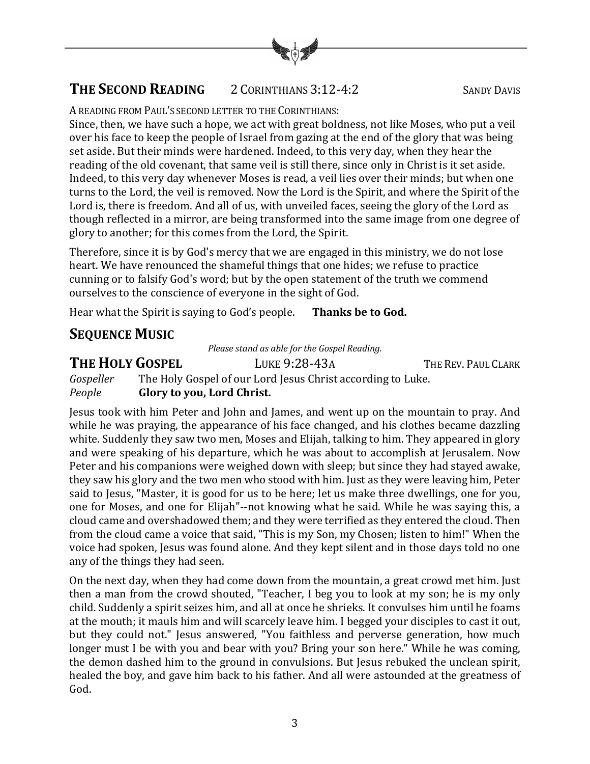## THE SECOND READING 2 CORINTHIANS 3:12-4:2 SANDY DAVIS

A READING FROM PAUL'S SECOND LETTER TO THE CORINTHIANS:

Since, then, we have such a hope, we act with great boldness, not like Moses, who put a veil over his face to keep the people of Israel from gazing at the end of the glory that was being set aside. But their minds were hardened. Indeed, to this very day, when they hear the reading of the old covenant, that same veil is still there, since only in Christ is it set aside. Indeed, to this very day whenever Moses is read, a veil lies over their minds; but when one turns to the Lord, the veil is removed. Now the Lord is the Spirit, and where the Spirit of the Lord is, there is freedom. And all of us, with unveiled faces, seeing the glory of the Lord as though reflected in a mirror, are being transformed into the same image from one degree of glory to another; for this comes from the Lord, the Spirit.

Therefore, since it is by God's mercy that we are engaged in this ministry, we do not lose heart. We have renounced the shameful things that one hides; we refuse to practice cunning or to falsify God's word; but by the open statement of the truth we commend ourselves to the conscience of everyone in the sight of God.

Hear what the Spirit is saying to God's people. **Thanks be to God.**

## SEQUENCE MUSIC

*Please stand as able for the Gospel Reading.*

## THE HOLY GOSPEL LUKE 9:28-43A THE REV. PAUL CLARK

*Gospeller* The Holy Gospel of our Lord Jesus Christ according to Luke.
*People* **Glory to you, Lord Christ.**

Jesus took with him Peter and John and James, and went up on the mountain to pray. And while he was praying, the appearance of his face changed, and his clothes became dazzling white. Suddenly they saw two men, Moses and Elijah, talking to him. They appeared in glory and were speaking of his departure, which he was about to accomplish at Jerusalem. Now Peter and his companions were weighed down with sleep; but since they had stayed awake, they saw his glory and the two men who stood with him. Just as they were leaving him, Peter said to Jesus, "Master, it is good for us to be here; let us make three dwellings, one for you, one for Moses, and one for Elijah"--not knowing what he said. While he was saying this, a cloud came and overshadowed them; and they were terrified as they entered the cloud. Then from the cloud came a voice that said, "This is my Son, my Chosen; listen to him!" When the voice had spoken, Jesus was found alone. And they kept silent and in those days told no one any of the things they had seen.

On the next day, when they had come down from the mountain, a great crowd met him. Just then a man from the crowd shouted, "Teacher, I beg you to look at my son; he is my only child. Suddenly a spirit seizes him, and all at once he shrieks. It convulses him until he foams at the mouth; it mauls him and will scarcely leave him. I begged your disciples to cast it out, but they could not." Jesus answered, "You faithless and perverse generation, how much longer must I be with you and bear with you? Bring your son here." While he was coming, the demon dashed him to the ground in convulsions. But Jesus rebuked the unclean spirit, healed the boy, and gave him back to his father. And all were astounded at the greatness of God.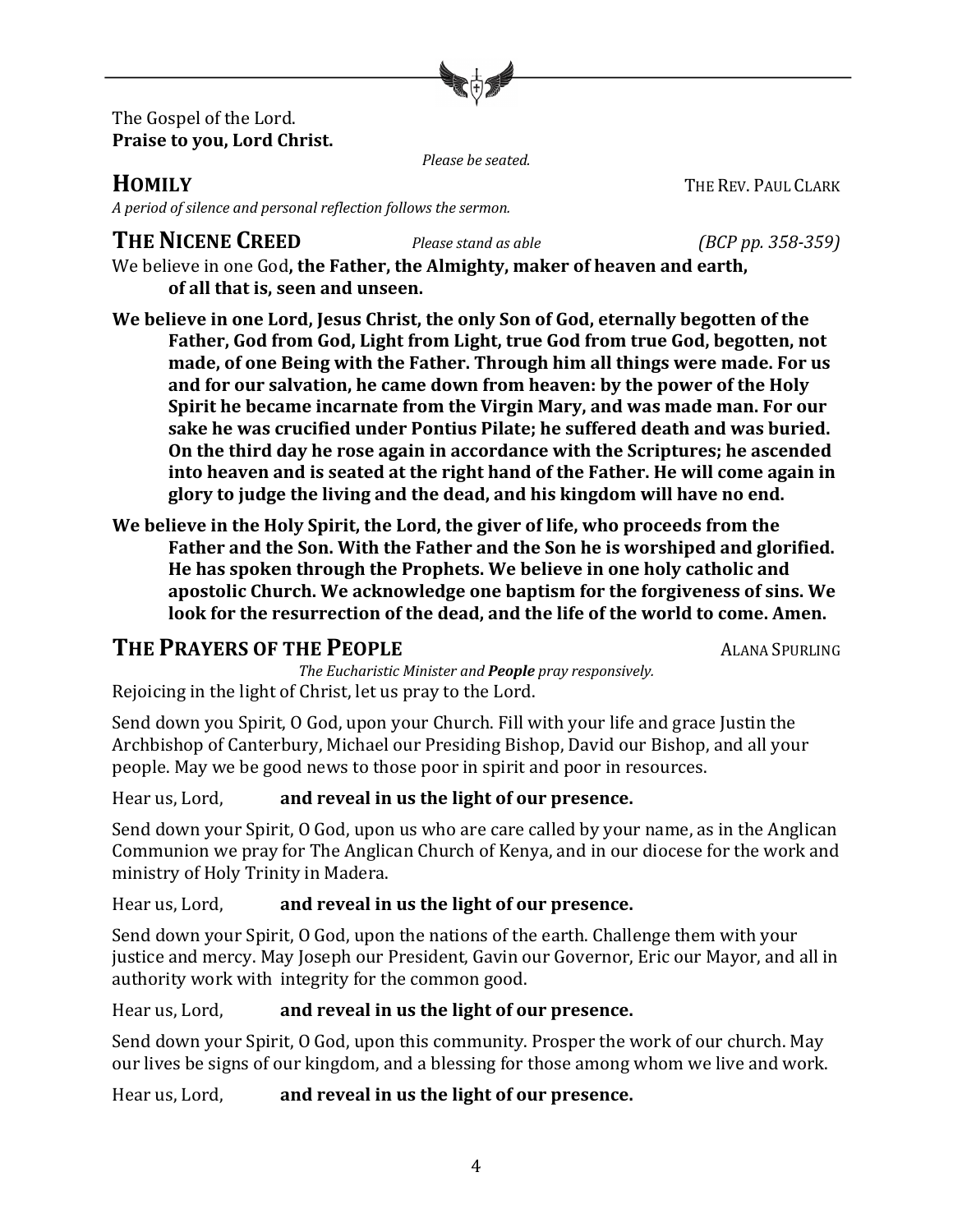The Gospel of the Lord.
**Praise to you, Lord Christ.**

*Please be seated.*

## HOMILY THE REV. PAUL CLARK

*A period of silence and personal reflection follows the sermon.*

## THE NICENE CREED *Please stand as able* *(BCP pp. 358-359)*

We believe in one God**, the Father, the Almighty, maker of heaven and earth, of all that is, seen and unseen.**

**We believe in one Lord, Jesus Christ, the only Son of God, eternally begotten of the Father, God from God, Light from Light, true God from true God, begotten, not made, of one Being with the Father. Through him all things were made. For us and for our salvation, he came down from heaven: by the power of the Holy Spirit he became incarnate from the Virgin Mary, and was made man. For our sake he was crucified under Pontius Pilate; he suffered death and was buried. On the third day he rose again in accordance with the Scriptures; he ascended into heaven and is seated at the right hand of the Father. He will come again in glory to judge the living and the dead, and his kingdom will have no end.**

**We believe in the Holy Spirit, the Lord, the giver of life, who proceeds from the Father and the Son. With the Father and the Son he is worshiped and glorified. He has spoken through the Prophets. We believe in one holy catholic and apostolic Church. We acknowledge one baptism for the forgiveness of sins. We look for the resurrection of the dead, and the life of the world to come. Amen.**

## THE PRAYERS OF THE PEOPLE ALANA SPURLING

*The Eucharistic Minister and **People** pray responsively.*

Rejoicing in the light of Christ, let us pray to the Lord.

Send down you Spirit, O God, upon your Church. Fill with your life and grace Justin the Archbishop of Canterbury, Michael our Presiding Bishop, David our Bishop, and all your people. May we be good news to those poor in spirit and poor in resources.

Hear us, Lord, **and reveal in us the light of our presence.**

Send down your Spirit, O God, upon us who are care called by your name, as in the Anglican Communion we pray for The Anglican Church of Kenya, and in our diocese for the work and ministry of Holy Trinity in Madera.

Hear us, Lord, **and reveal in us the light of our presence.**

Send down your Spirit, O God, upon the nations of the earth. Challenge them with your justice and mercy. May Joseph our President, Gavin our Governor, Eric our Mayor, and all in authority work with integrity for the common good.

Hear us, Lord, **and reveal in us the light of our presence.**

Send down your Spirit, O God, upon this community. Prosper the work of our church. May our lives be signs of our kingdom, and a blessing for those among whom we live and work.

Hear us, Lord, **and reveal in us the light of our presence.**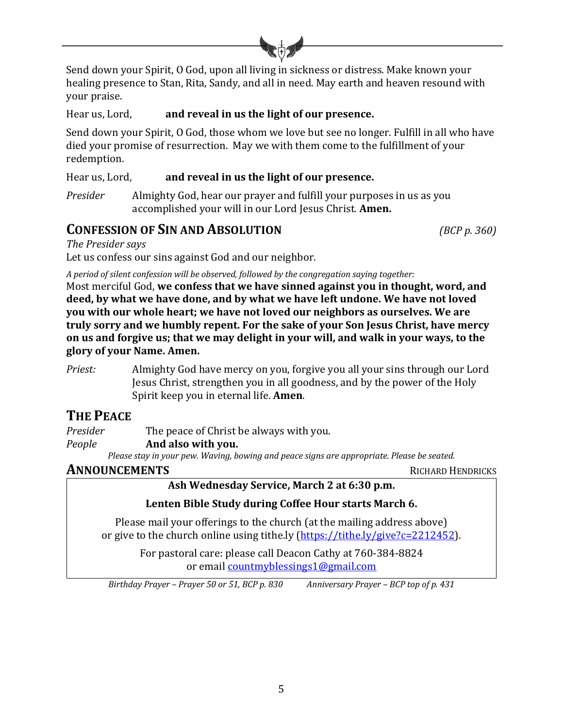Send down your Spirit, O God, upon all living in sickness or distress. Make known your healing presence to Stan, Rita, Sandy, and all in need. May earth and heaven resound with your praise.

Hear us, Lord, **and reveal in us the light of our presence.**

Send down your Spirit, O God, those whom we love but see no longer. Fulfill in all who have died your promise of resurrection. May we with them come to the fulfillment of your redemption.

Hear us, Lord, **and reveal in us the light of our presence.**

*Presider* Almighty God, hear our prayer and fulfill your purposes in us as you accomplished your will in our Lord Jesus Christ. **Amen.**

## Confession of Sin and Absolution *(BCP p. 360)*

*The Presider says*
Let us confess our sins against God and our neighbor.

*A period of silent confession will be observed, followed by the congregation saying together:*
Most merciful God, **we confess that we have sinned against you in thought, word, and deed, by what we have done, and by what we have left undone. We have not loved you with our whole heart; we have not loved our neighbors as ourselves. We are truly sorry and we humbly repent. For the sake of your Son Jesus Christ, have mercy on us and forgive us; that we may delight in your will, and walk in your ways, to the glory of your Name. Amen.**

*Priest:* Almighty God have mercy on you, forgive you all your sins through our Lord Jesus Christ, strengthen you in all goodness, and by the power of the Holy Spirit keep you in eternal life. **Amen**.

## The Peace

*Presider* The peace of Christ be always with you.
*People* **And also with you.**

*Please stay in your pew. Waving, bowing and peace signs are appropriate. Please be seated.*

## Announcements Richard Hendricks

**Ash Wednesday Service, March 2 at 6:30 p.m.**

**Lenten Bible Study during Coffee Hour starts March 6.**

Please mail your offerings to the church (at the mailing address above) or give to the church online using tithe.ly (https://tithe.ly/give?c=2212452).

For pastoral care: please call Deacon Cathy at 760-384-8824 or email countmyblessings1@gmail.com

*Birthday Prayer – Prayer 50 or 51, BCP p. 830* *Anniversary Prayer – BCP top of p. 431*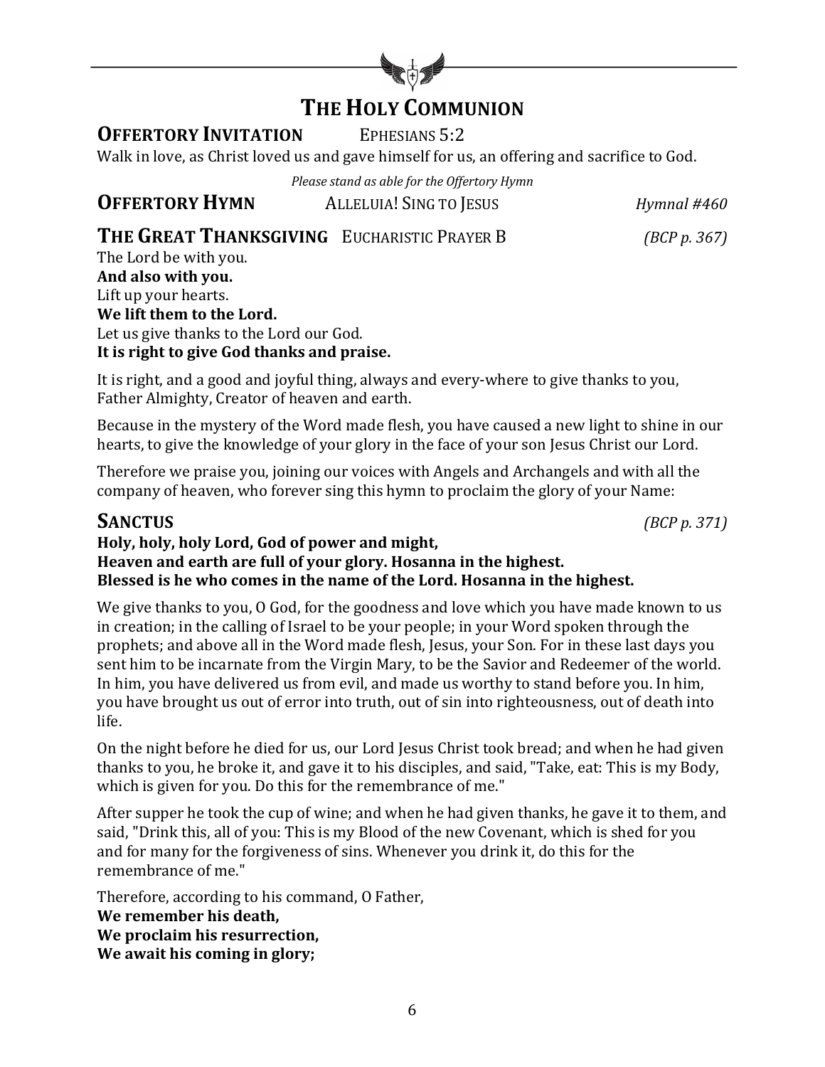# THE HOLY COMMUNION

## OFFERTORY INVITATION — EPHESIANS 5:2

Walk in love, as Christ loved us and gave himself for us, an offering and sacrifice to God.

*Please stand as able for the Offertory Hymn*

## OFFERTORY HYMN — ALLELUIA! SING TO JESUS — *Hymnal #460*

## THE GREAT THANKSGIVING — EUCHARISTIC PRAYER B — *(BCP p. 367)*

The Lord be with you.
**And also with you.**
Lift up your hearts.
**We lift them to the Lord.**
Let us give thanks to the Lord our God.
**It is right to give God thanks and praise.**

It is right, and a good and joyful thing, always and every-where to give thanks to you, Father Almighty, Creator of heaven and earth.

Because in the mystery of the Word made flesh, you have caused a new light to shine in our hearts, to give the knowledge of your glory in the face of your son Jesus Christ our Lord.

Therefore we praise you, joining our voices with Angels and Archangels and with all the company of heaven, who forever sing this hymn to proclaim the glory of your Name:

## SANCTUS — *(BCP p. 371)*

**Holy, holy, holy Lord, God of power and might,**
**Heaven and earth are full of your glory. Hosanna in the highest.**
**Blessed is he who comes in the name of the Lord. Hosanna in the highest.**

We give thanks to you, O God, for the goodness and love which you have made known to us in creation; in the calling of Israel to be your people; in your Word spoken through the prophets; and above all in the Word made flesh, Jesus, your Son. For in these last days you sent him to be incarnate from the Virgin Mary, to be the Savior and Redeemer of the world. In him, you have delivered us from evil, and made us worthy to stand before you. In him, you have brought us out of error into truth, out of sin into righteousness, out of death into life.

On the night before he died for us, our Lord Jesus Christ took bread; and when he had given thanks to you, he broke it, and gave it to his disciples, and said, "Take, eat: This is my Body, which is given for you. Do this for the remembrance of me."

After supper he took the cup of wine; and when he had given thanks, he gave it to them, and said, "Drink this, all of you: This is my Blood of the new Covenant, which is shed for you and for many for the forgiveness of sins. Whenever you drink it, do this for the remembrance of me."

Therefore, according to his command, O Father,
**We remember his death,**
**We proclaim his resurrection,**
**We await his coming in glory;**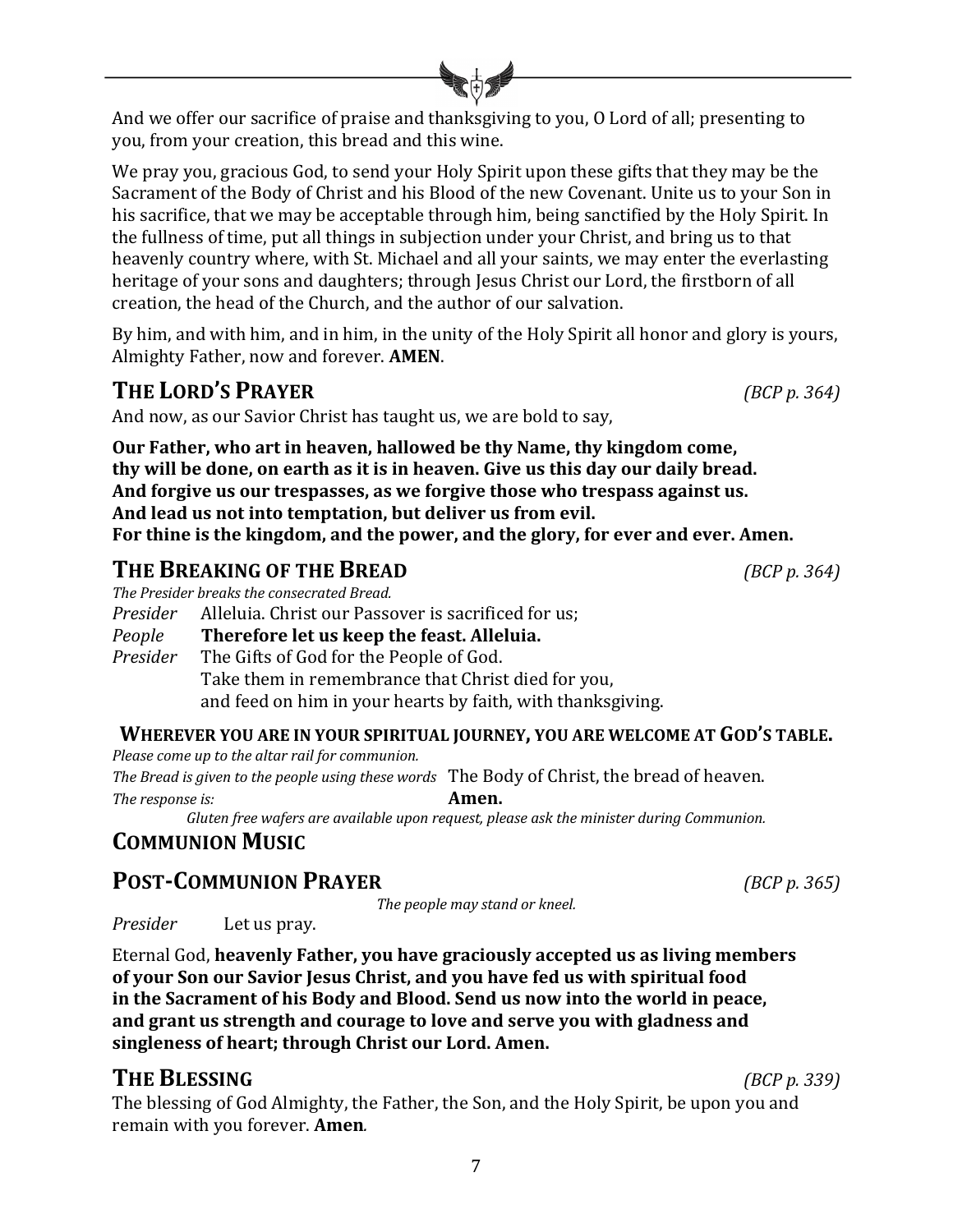And we offer our sacrifice of praise and thanksgiving to you, O Lord of all; presenting to you, from your creation, this bread and this wine.

We pray you, gracious God, to send your Holy Spirit upon these gifts that they may be the Sacrament of the Body of Christ and his Blood of the new Covenant. Unite us to your Son in his sacrifice, that we may be acceptable through him, being sanctified by the Holy Spirit. In the fullness of time, put all things in subjection under your Christ, and bring us to that heavenly country where, with St. Michael and all your saints, we may enter the everlasting heritage of your sons and daughters; through Jesus Christ our Lord, the firstborn of all creation, the head of the Church, and the author of our salvation.

By him, and with him, and in him, in the unity of the Holy Spirit all honor and glory is yours, Almighty Father, now and forever. **AMEN**.

## THE LORD'S PRAYER *(BCP p. 364)*

And now, as our Savior Christ has taught us, we are bold to say,

**Our Father, who art in heaven, hallowed be thy Name, thy kingdom come,**
**thy will be done, on earth as it is in heaven. Give us this day our daily bread.**
**And forgive us our trespasses, as we forgive those who trespass against us.**
**And lead us not into temptation, but deliver us from evil.**
**For thine is the kingdom, and the power, and the glory, for ever and ever. Amen.**

## THE BREAKING OF THE BREAD *(BCP p. 364)*

*The Presider breaks the consecrated Bread.*

*Presider* Alleluia. Christ our Passover is sacrificed for us;
*People* **Therefore let us keep the feast. Alleluia.**
*Presider* The Gifts of God for the People of God.
Take them in remembrance that Christ died for you,
and feed on him in your hearts by faith, with thanksgiving.

**WHEREVER YOU ARE IN YOUR SPIRITUAL JOURNEY, YOU ARE WELCOME AT GOD'S TABLE.**

*Please come up to the altar rail for communion.*

*The Bread is given to the people using these words* The Body of Christ, the bread of heaven.
*The response is:* **Amen.**

*Gluten free wafers are available upon request, please ask the minister during Communion.*

## COMMUNION MUSIC

## POST-COMMUNION PRAYER *(BCP p. 365)*

*The people may stand or kneel.*

*Presider* Let us pray.

Eternal God, **heavenly Father, you have graciously accepted us as living members of your Son our Savior Jesus Christ, and you have fed us with spiritual food in the Sacrament of his Body and Blood. Send us now into the world in peace, and grant us strength and courage to love and serve you with gladness and singleness of heart; through Christ our Lord. Amen.**

## THE BLESSING *(BCP p. 339)*

The blessing of God Almighty, the Father, the Son, and the Holy Spirit, be upon you and remain with you forever. **Amen***.*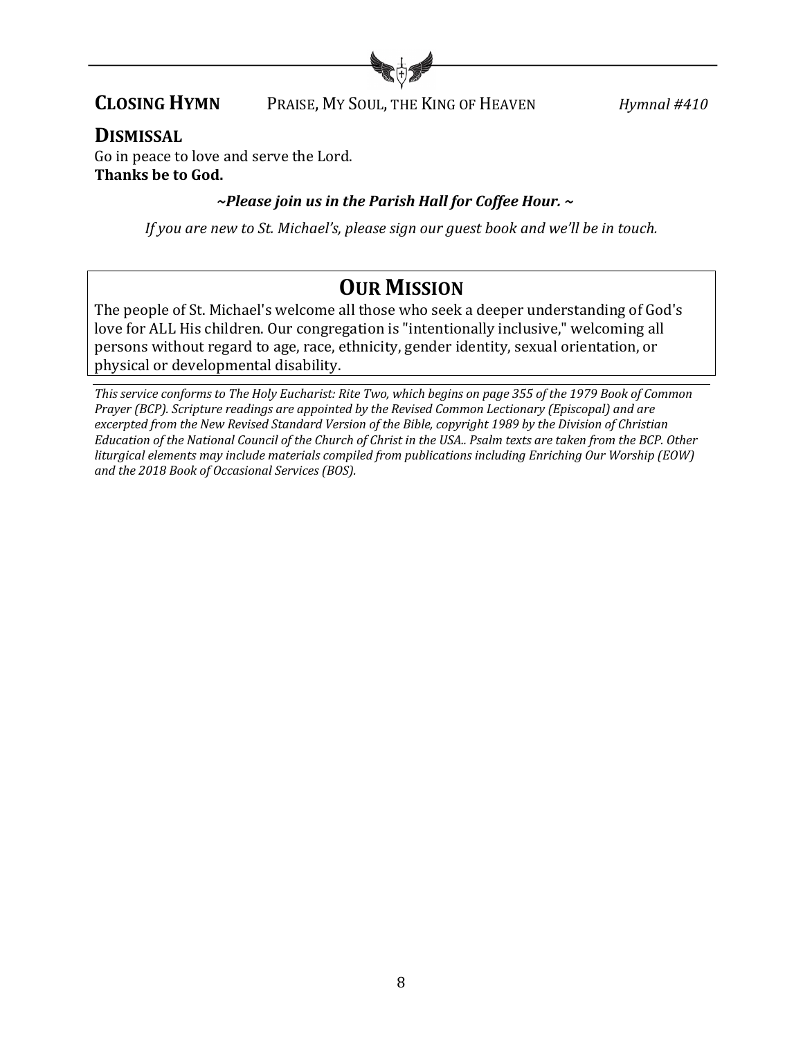**CLOSING HYMN** PRAISE, MY SOUL, THE KING OF HEAVEN *Hymnal #410*

## DISMISSAL

Go in peace to love and serve the Lord.
**Thanks be to God.**

***~Please join us in the Parish Hall for Coffee Hour. ~***

*If you are new to St. Michael's, please sign our guest book and we'll be in touch.*

## OUR MISSION

The people of St. Michael's welcome all those who seek a deeper understanding of God's love for ALL His children. Our congregation is "intentionally inclusive," welcoming all persons without regard to age, race, ethnicity, gender identity, sexual orientation, or physical or developmental disability.

*This service conforms to The Holy Eucharist: Rite Two, which begins on page 355 of the 1979 Book of Common Prayer (BCP). Scripture readings are appointed by the Revised Common Lectionary (Episcopal) and are excerpted from the New Revised Standard Version of the Bible, copyright 1989 by the Division of Christian Education of the National Council of the Church of Christ in the USA.. Psalm texts are taken from the BCP. Other liturgical elements may include materials compiled from publications including Enriching Our Worship (EOW) and the 2018 Book of Occasional Services (BOS).*